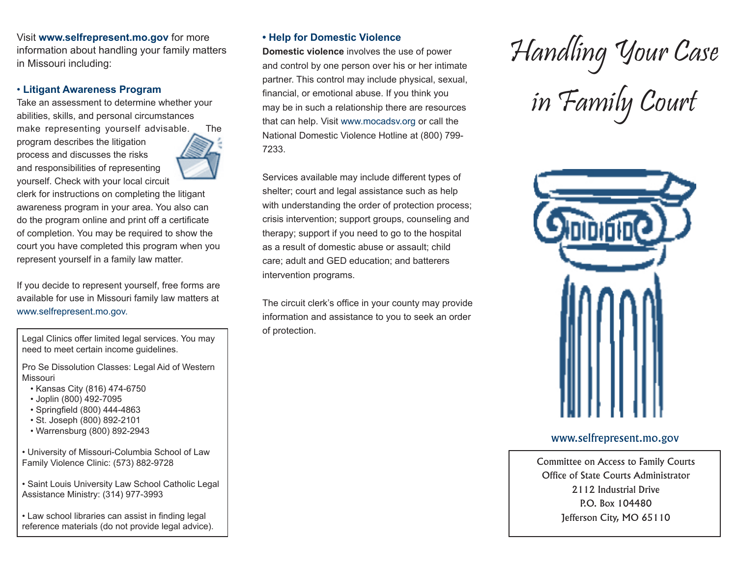Visit **www.selfrepresent.mo.gov** for more information about handling your family matters in Missouri including:

**• Litigant Awareness Program**

Take an assessment to determine whether your abilities, skills, and personal circumstances make representing yourself advisable. The program describes the litigation process and discusses the risks and responsibilities of representing yourself. Check with your local circuit clerk for instructions on completing the litigant awareness program in your area. You also can do the program online and print off a certificate of completion. You may be required to show the court you have completed this program when you represent yourself in a family law matter.

If you decide to represent yourself, free forms are available for use in Missouri family law matters at www.selfrepresent.mo.gov.

Legal Clinics offer limited legal services. You may need to meet certain income guidelines.

Pro Se Dissolution Classes: Legal Aid of Western Missouri

- Kansas City (816) 474-6750
- Joplin (800) 492-7095
- Springfield (800) 444-4863
- St. Joseph (800) 892-2101
- Warrensburg (800) 892-2943

• University of Missouri-Columbia School of Law Family Violence Clinic: (573) 882-9728

• Saint Louis University Law School Catholic Legal Assistance Ministry: (314) 977-3993

• Law school libraries can assist in finding legal reference materials (do not provide legal advice).

**• Help for Domestic Violence**

**Domestic violence** involves the use of power and control by one person over his or her intimate partner. This control may include physical, sexual, financial, or emotional abuse. If you think you may be in such a relationship there are resources that can help. Visit www.mocadsv.org or call the National Domestic Violence Hotline at (800) 799-7233.

Services available may include different types of shelter; court and legal assistance such as help with understanding the order of protection process; crisis intervention; support groups, counseling and therapy; support if you need to go to the hospital as a result of domestic abuse or assault; child care; adult and GED education; and batterers intervention programs.

The circuit clerk's office in your county may provide information and assistance to you to seek an order of protection.

# Handling Your Case in Family Court

www.selfrepresent.mo.gov

Committee on Access to Family Courts
Office of State Courts Administrator
2112 Industrial Drive
P.O. Box 104480
Jefferson City, MO 65110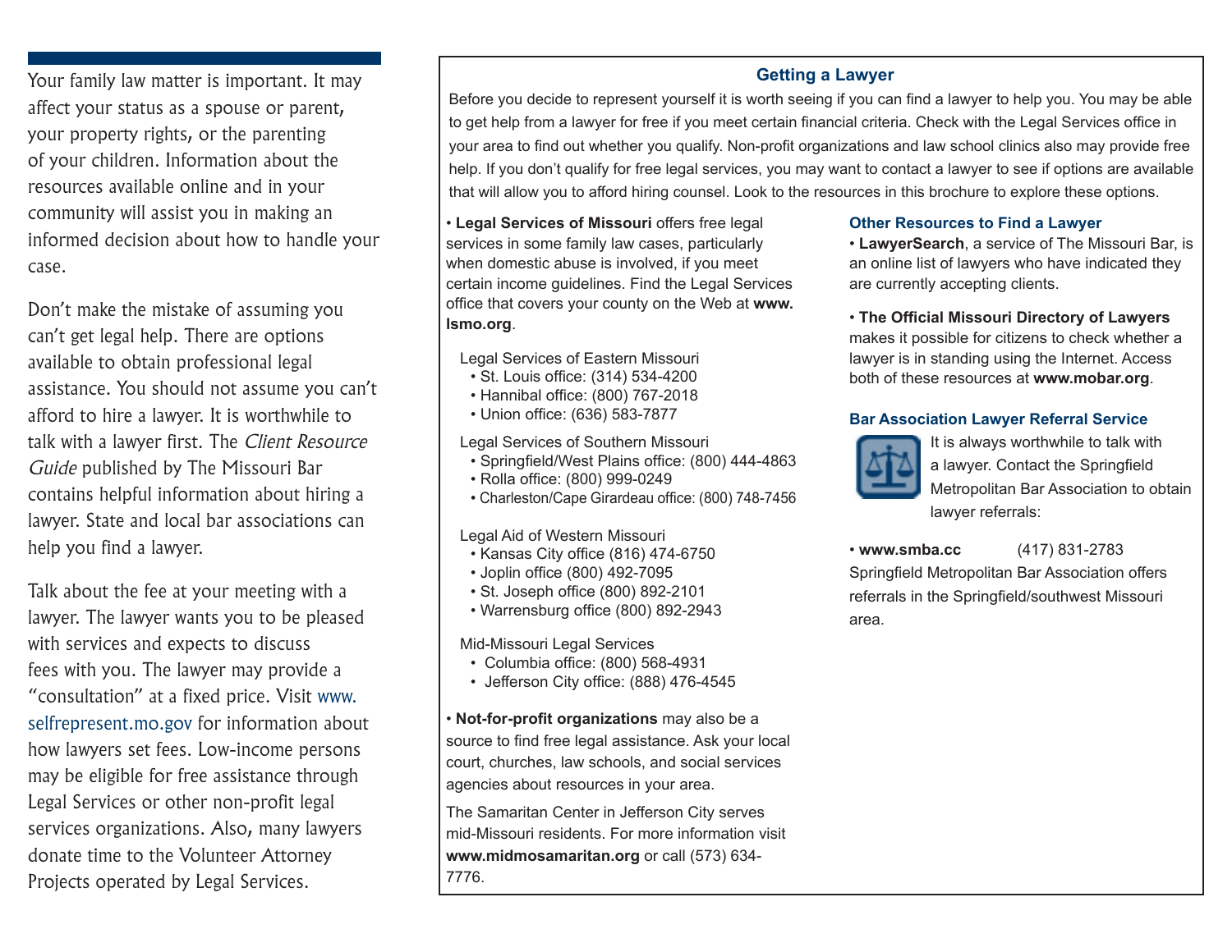Your family law matter is important. It may affect your status as a spouse or parent, your property rights, or the parenting of your children. Information about the resources available online and in your community will assist you in making an informed decision about how to handle your case.

Don't make the mistake of assuming you can't get legal help. There are options available to obtain professional legal assistance. You should not assume you can't afford to hire a lawyer. It is worthwhile to talk with a lawyer first. The *Client Resource Guide* published by The Missouri Bar contains helpful information about hiring a lawyer. State and local bar associations can help you find a lawyer.

Talk about the fee at your meeting with a lawyer. The lawyer wants you to be pleased with services and expects to discuss fees with you. The lawyer may provide a "consultation" at a fixed price. Visit www.selfrepresent.mo.gov for information about how lawyers set fees. Low-income persons may be eligible for free assistance through Legal Services or other non-profit legal services organizations. Also, many lawyers donate time to the Volunteer Attorney Projects operated by Legal Services.

## Getting a Lawyer

Before you decide to represent yourself it is worth seeing if you can find a lawyer to help you. You may be able to get help from a lawyer for free if you meet certain financial criteria. Check with the Legal Services office in your area to find out whether you qualify. Non-profit organizations and law school clinics also may provide free help. If you don't qualify for free legal services, you may want to contact a lawyer to see if options are available that will allow you to afford hiring counsel. Look to the resources in this brochure to explore these options.

- **Legal Services of Missouri** offers free legal services in some family law cases, particularly when domestic abuse is involved, if you meet certain income guidelines. Find the Legal Services office that covers your county on the Web at **www.lsmo.org**.

Legal Services of Eastern Missouri
- St. Louis office: (314) 534-4200
- Hannibal office: (800) 767-2018
- Union office: (636) 583-7877

Legal Services of Southern Missouri
- Springfield/West Plains office: (800) 444-4863
- Rolla office: (800) 999-0249
- Charleston/Cape Girardeau office: (800) 748-7456

Legal Aid of Western Missouri
- Kansas City office (816) 474-6750
- Joplin office (800) 492-7095
- St. Joseph office (800) 892-2101
- Warrensburg office (800) 892-2943

Mid-Missouri Legal Services
- Columbia office: (800) 568-4931
- Jefferson City office: (888) 476-4545

- **Not-for-profit organizations** may also be a source to find free legal assistance. Ask your local court, churches, law schools, and social services agencies about resources in your area.

The Samaritan Center in Jefferson City serves mid-Missouri residents. For more information visit **www.midmosamaritan.org** or call (573) 634-7776.

### Other Resources to Find a Lawyer

- **LawyerSearch**, a service of The Missouri Bar, is an online list of lawyers who have indicated they are currently accepting clients.
- **The Official Missouri Directory of Lawyers** makes it possible for citizens to check whether a lawyer is in standing using the Internet. Access both of these resources at **www.mobar.org**.

### Bar Association Lawyer Referral Service

It is always worthwhile to talk with a lawyer. Contact the Springfield Metropolitan Bar Association to obtain lawyer referrals:

- **www.smba.cc** (417) 831-2783

Springfield Metropolitan Bar Association offers referrals in the Springfield/southwest Missouri area.